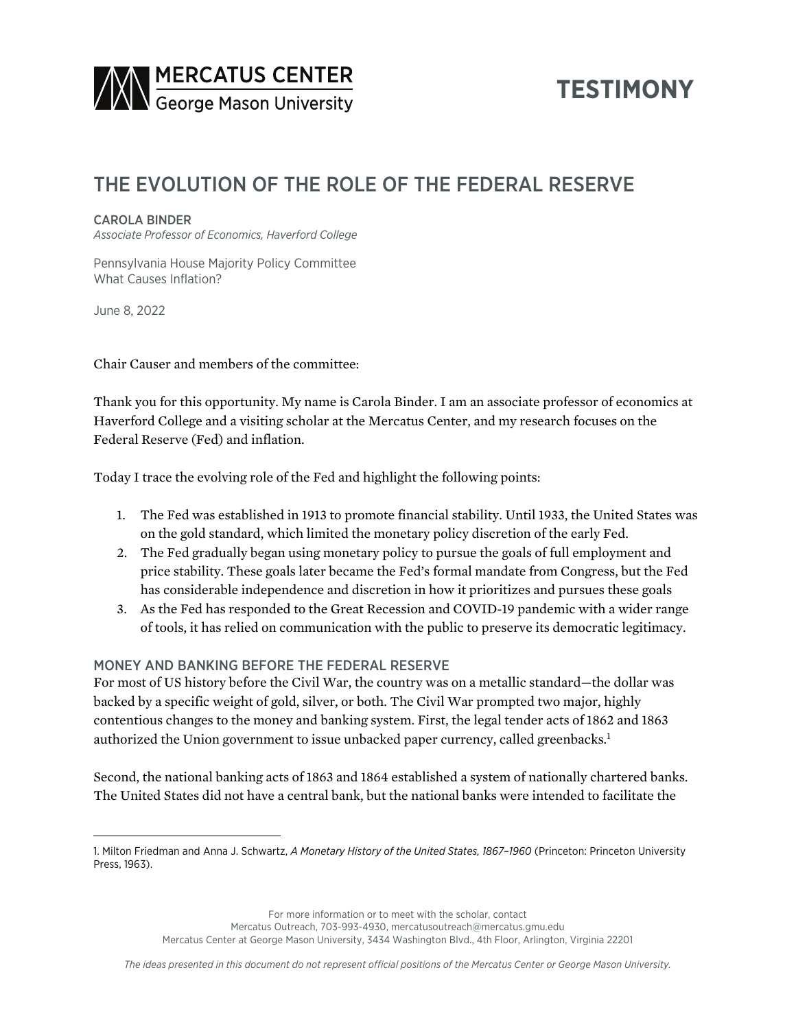MERCATUS CENTER
George Mason University

**TESTIMONY**

# THE EVOLUTION OF THE ROLE OF THE FEDERAL RESERVE

CAROLA BINDER
*Associate Professor of Economics, Haverford College*

Pennsylvania House Majority Policy Committee
What Causes Inflation?

June 8, 2022

Chair Causer and members of the committee:

Thank you for this opportunity. My name is Carola Binder. I am an associate professor of economics at Haverford College and a visiting scholar at the Mercatus Center, and my research focuses on the Federal Reserve (Fed) and inflation.

Today I trace the evolving role of the Fed and highlight the following points:

1. The Fed was established in 1913 to promote financial stability. Until 1933, the United States was on the gold standard, which limited the monetary policy discretion of the early Fed.
2. The Fed gradually began using monetary policy to pursue the goals of full employment and price stability. These goals later became the Fed's formal mandate from Congress, but the Fed has considerable independence and discretion in how it prioritizes and pursues these goals
3. As the Fed has responded to the Great Recession and COVID-19 pandemic with a wider range of tools, it has relied on communication with the public to preserve its democratic legitimacy.

## MONEY AND BANKING BEFORE THE FEDERAL RESERVE

For most of US history before the Civil War, the country was on a metallic standard—the dollar was backed by a specific weight of gold, silver, or both. The Civil War prompted two major, highly contentious changes to the money and banking system. First, the legal tender acts of 1862 and 1863 authorized the Union government to issue unbacked paper currency, called greenbacks.[1]

Second, the national banking acts of 1863 and 1864 established a system of nationally chartered banks. The United States did not have a central bank, but the national banks were intended to facilitate the

1. Milton Friedman and Anna J. Schwartz, *A Monetary History of the United States, 1867–1960* (Princeton: Princeton University Press, 1963).

For more information or to meet with the scholar, contact
Mercatus Outreach, 703-993-4930, mercatusoutreach@mercatus.gmu.edu
Mercatus Center at George Mason University, 3434 Washington Blvd., 4th Floor, Arlington, Virginia 22201

*The ideas presented in this document do not represent official positions of the Mercatus Center or George Mason University.*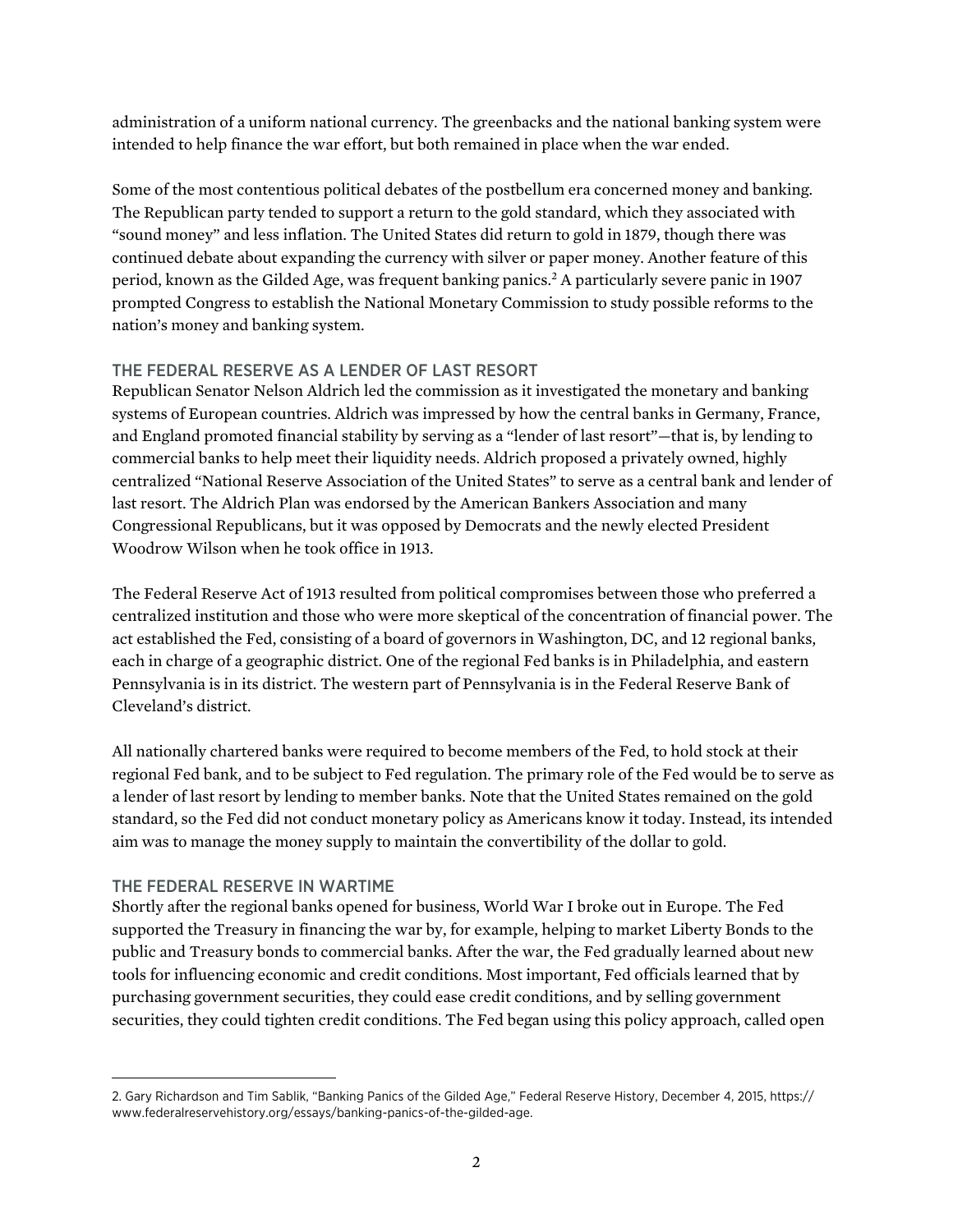administration of a uniform national currency. The greenbacks and the national banking system were intended to help finance the war effort, but both remained in place when the war ended.

Some of the most contentious political debates of the postbellum era concerned money and banking. The Republican party tended to support a return to the gold standard, which they associated with "sound money" and less inflation. The United States did return to gold in 1879, though there was continued debate about expanding the currency with silver or paper money. Another feature of this period, known as the Gilded Age, was frequent banking panics.[2] A particularly severe panic in 1907 prompted Congress to establish the National Monetary Commission to study possible reforms to the nation's money and banking system.

## THE FEDERAL RESERVE AS A LENDER OF LAST RESORT

Republican Senator Nelson Aldrich led the commission as it investigated the monetary and banking systems of European countries. Aldrich was impressed by how the central banks in Germany, France, and England promoted financial stability by serving as a "lender of last resort"—that is, by lending to commercial banks to help meet their liquidity needs. Aldrich proposed a privately owned, highly centralized "National Reserve Association of the United States" to serve as a central bank and lender of last resort. The Aldrich Plan was endorsed by the American Bankers Association and many Congressional Republicans, but it was opposed by Democrats and the newly elected President Woodrow Wilson when he took office in 1913.

The Federal Reserve Act of 1913 resulted from political compromises between those who preferred a centralized institution and those who were more skeptical of the concentration of financial power. The act established the Fed, consisting of a board of governors in Washington, DC, and 12 regional banks, each in charge of a geographic district. One of the regional Fed banks is in Philadelphia, and eastern Pennsylvania is in its district. The western part of Pennsylvania is in the Federal Reserve Bank of Cleveland's district.

All nationally chartered banks were required to become members of the Fed, to hold stock at their regional Fed bank, and to be subject to Fed regulation. The primary role of the Fed would be to serve as a lender of last resort by lending to member banks. Note that the United States remained on the gold standard, so the Fed did not conduct monetary policy as Americans know it today. Instead, its intended aim was to manage the money supply to maintain the convertibility of the dollar to gold.

## THE FEDERAL RESERVE IN WARTIME

Shortly after the regional banks opened for business, World War I broke out in Europe. The Fed supported the Treasury in financing the war by, for example, helping to market Liberty Bonds to the public and Treasury bonds to commercial banks. After the war, the Fed gradually learned about new tools for influencing economic and credit conditions. Most important, Fed officials learned that by purchasing government securities, they could ease credit conditions, and by selling government securities, they could tighten credit conditions. The Fed began using this policy approach, called open

---

2. Gary Richardson and Tim Sablik, "Banking Panics of the Gilded Age," Federal Reserve History, December 4, 2015, https://www.federalreservehistory.org/essays/banking-panics-of-the-gilded-age.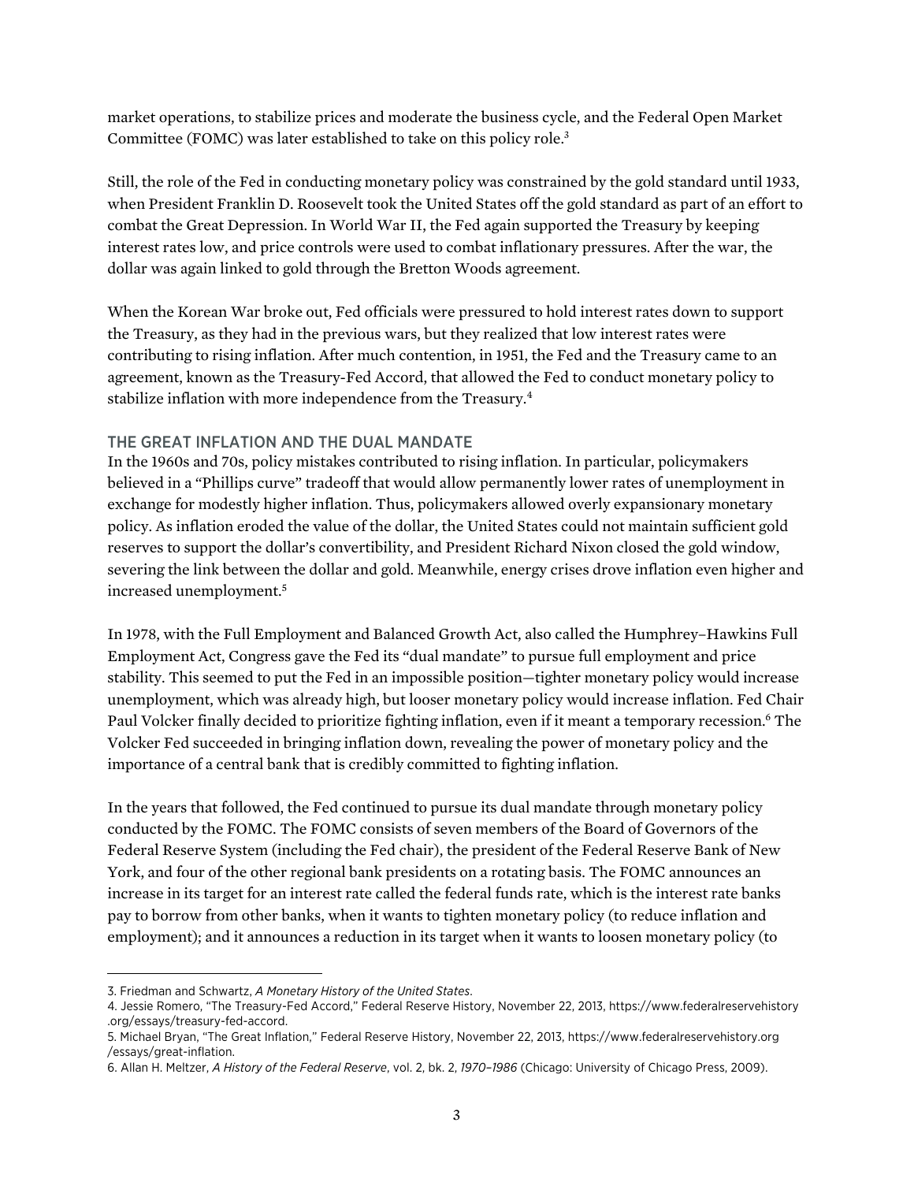market operations, to stabilize prices and moderate the business cycle, and the Federal Open Market Committee (FOMC) was later established to take on this policy role.[3]

Still, the role of the Fed in conducting monetary policy was constrained by the gold standard until 1933, when President Franklin D. Roosevelt took the United States off the gold standard as part of an effort to combat the Great Depression. In World War II, the Fed again supported the Treasury by keeping interest rates low, and price controls were used to combat inflationary pressures. After the war, the dollar was again linked to gold through the Bretton Woods agreement.

When the Korean War broke out, Fed officials were pressured to hold interest rates down to support the Treasury, as they had in the previous wars, but they realized that low interest rates were contributing to rising inflation. After much contention, in 1951, the Fed and the Treasury came to an agreement, known as the Treasury-Fed Accord, that allowed the Fed to conduct monetary policy to stabilize inflation with more independence from the Treasury.[4]

## THE GREAT INFLATION AND THE DUAL MANDATE

In the 1960s and 70s, policy mistakes contributed to rising inflation. In particular, policymakers believed in a "Phillips curve" tradeoff that would allow permanently lower rates of unemployment in exchange for modestly higher inflation. Thus, policymakers allowed overly expansionary monetary policy. As inflation eroded the value of the dollar, the United States could not maintain sufficient gold reserves to support the dollar's convertibility, and President Richard Nixon closed the gold window, severing the link between the dollar and gold. Meanwhile, energy crises drove inflation even higher and increased unemployment.[5]

In 1978, with the Full Employment and Balanced Growth Act, also called the Humphrey–Hawkins Full Employment Act, Congress gave the Fed its "dual mandate" to pursue full employment and price stability. This seemed to put the Fed in an impossible position—tighter monetary policy would increase unemployment, which was already high, but looser monetary policy would increase inflation. Fed Chair Paul Volcker finally decided to prioritize fighting inflation, even if it meant a temporary recession.[6] The Volcker Fed succeeded in bringing inflation down, revealing the power of monetary policy and the importance of a central bank that is credibly committed to fighting inflation.

In the years that followed, the Fed continued to pursue its dual mandate through monetary policy conducted by the FOMC. The FOMC consists of seven members of the Board of Governors of the Federal Reserve System (including the Fed chair), the president of the Federal Reserve Bank of New York, and four of the other regional bank presidents on a rotating basis. The FOMC announces an increase in its target for an interest rate called the federal funds rate, which is the interest rate banks pay to borrow from other banks, when it wants to tighten monetary policy (to reduce inflation and employment); and it announces a reduction in its target when it wants to loosen monetary policy (to

---

3. Friedman and Schwartz, *A Monetary History of the United States*.
4. Jessie Romero, "The Treasury-Fed Accord," Federal Reserve History, November 22, 2013, https://www.federalreservehistory.org/essays/treasury-fed-accord.
5. Michael Bryan, "The Great Inflation," Federal Reserve History, November 22, 2013, https://www.federalreservehistory.org/essays/great-inflation.
6. Allan H. Meltzer, *A History of the Federal Reserve*, vol. 2, bk. 2, *1970–1986* (Chicago: University of Chicago Press, 2009).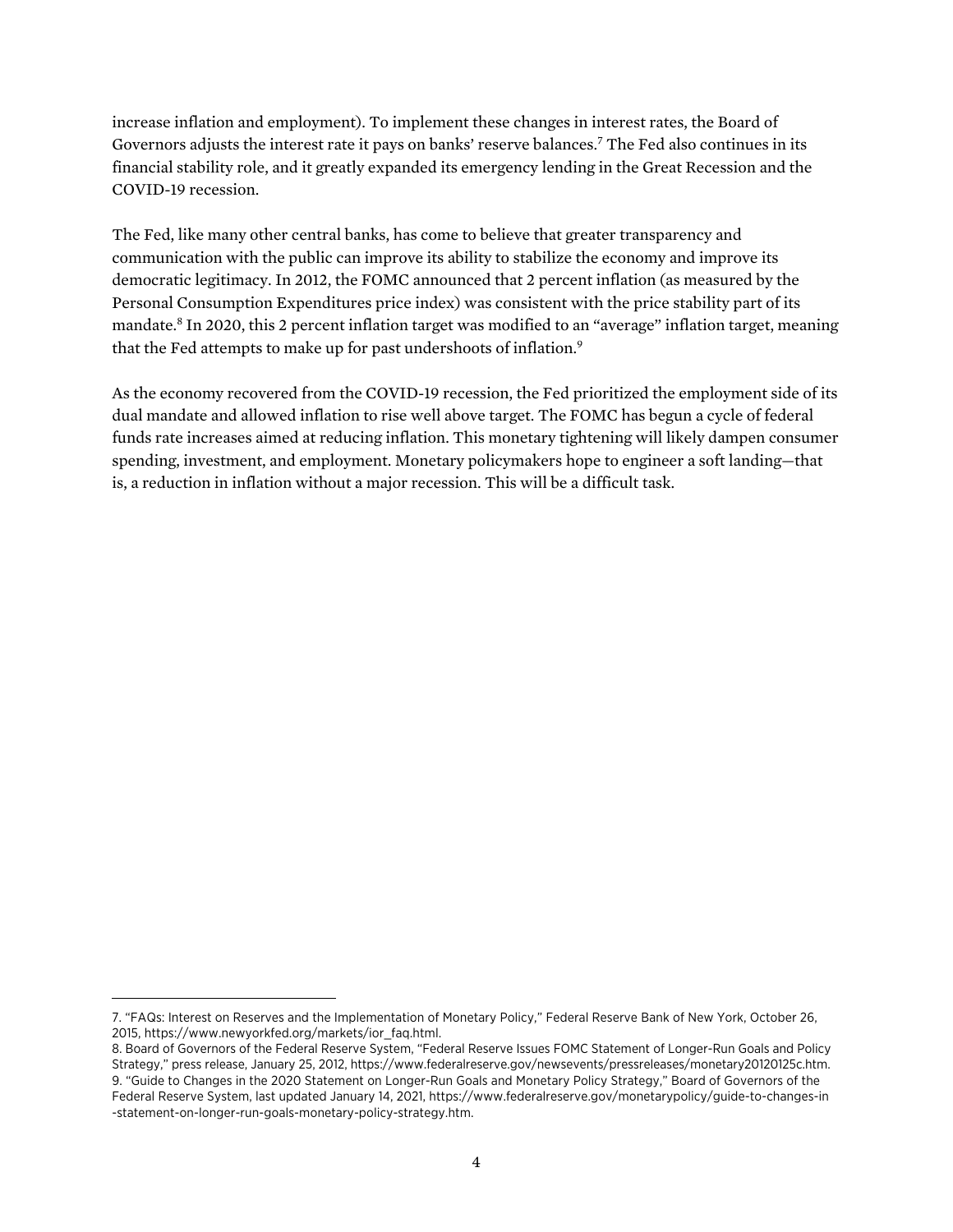increase inflation and employment). To implement these changes in interest rates, the Board of Governors adjusts the interest rate it pays on banks' reserve balances.[7] The Fed also continues in its financial stability role, and it greatly expanded its emergency lending in the Great Recession and the COVID-19 recession.

The Fed, like many other central banks, has come to believe that greater transparency and communication with the public can improve its ability to stabilize the economy and improve its democratic legitimacy. In 2012, the FOMC announced that 2 percent inflation (as measured by the Personal Consumption Expenditures price index) was consistent with the price stability part of its mandate.[8] In 2020, this 2 percent inflation target was modified to an "average" inflation target, meaning that the Fed attempts to make up for past undershoots of inflation.[9]

As the economy recovered from the COVID-19 recession, the Fed prioritized the employment side of its dual mandate and allowed inflation to rise well above target. The FOMC has begun a cycle of federal funds rate increases aimed at reducing inflation. This monetary tightening will likely dampen consumer spending, investment, and employment. Monetary policymakers hope to engineer a soft landing—that is, a reduction in inflation without a major recession. This will be a difficult task.

---

7. "FAQs: Interest on Reserves and the Implementation of Monetary Policy," Federal Reserve Bank of New York, October 26, 2015, https://www.newyorkfed.org/markets/ior_faq.html.

8. Board of Governors of the Federal Reserve System, "Federal Reserve Issues FOMC Statement of Longer-Run Goals and Policy Strategy," press release, January 25, 2012, https://www.federalreserve.gov/newsevents/pressreleases/monetary20120125c.htm.

9. "Guide to Changes in the 2020 Statement on Longer-Run Goals and Monetary Policy Strategy," Board of Governors of the Federal Reserve System, last updated January 14, 2021, https://www.federalreserve.gov/monetarypolicy/guide-to-changes-in-statement-on-longer-run-goals-monetary-policy-strategy.htm.